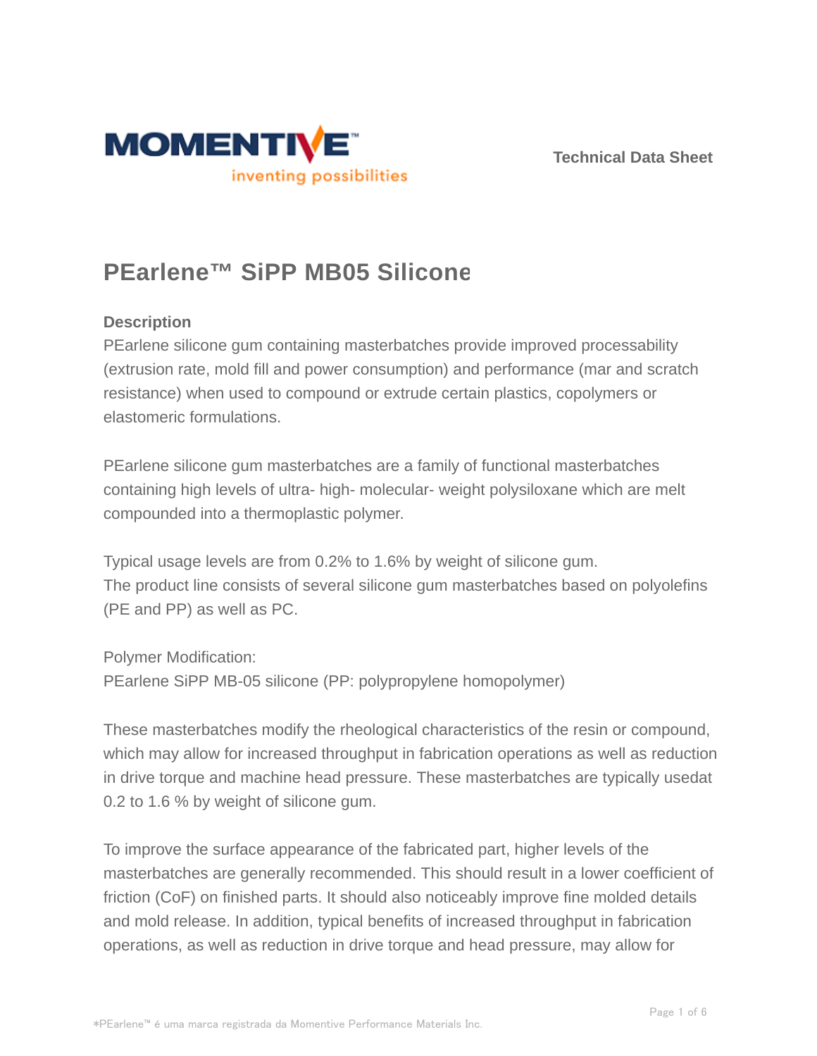Technical Data Sheet

# PEarlene™ SiPP MB05 Silicone

## Description

PEarlene silicone gum containing masterbatches provide improved processability (extrusion rate, mold fill and power consumption) and performance (mar and scratch resistance) when used to compound or extrude certain plastics, copolymers or elastomeric formulations.

PEarlene silicone gum masterbatches are a family of functional masterbatches containing high levels of ultra- high- molecular- weight polysiloxane which are melt compounded into a thermoplastic polymer.

Typical usage levels are from 0.2% to 1.6% by weight of silicone gum.
The product line consists of several silicone gum masterbatches based on polyolefins (PE and PP) as well as PC.

Polymer Modification:
PEarlene SiPP MB-05 silicone (PP: polypropylene homopolymer)

These masterbatches modify the rheological characteristics of the resin or compound, which may allow for increased throughput in fabrication operations as well as reduction in drive torque and machine head pressure. These masterbatches are typically usedat 0.2 to 1.6 % by weight of silicone gum.

To improve the surface appearance of the fabricated part, higher levels of the masterbatches are generally recommended. This should result in a lower coefficient of friction (CoF) on finished parts. It should also noticeably improve fine molded details and mold release. In addition, typical benefits of increased throughput in fabrication operations, as well as reduction in drive torque and head pressure, may allow for

*PEarlene™ é uma marca registrada da Momentive Performance Materials Inc.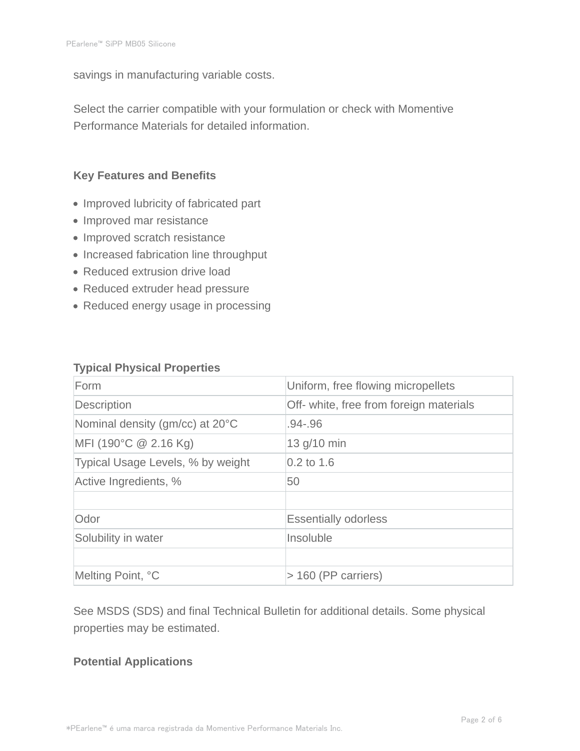savings in manufacturing variable costs.

Select the carrier compatible with your formulation or check with Momentive Performance Materials for detailed information.

## Key Features and Benefits

- Improved lubricity of fabricated part
- Improved mar resistance
- Improved scratch resistance
- Increased fabrication line throughput
- Reduced extrusion drive load
- Reduced extruder head pressure
- Reduced energy usage in processing

## Typical Physical Properties

| Form | Uniform, free flowing micropellets |
| --- | --- |
| Description | Off- white, free from foreign materials |
| Nominal density (gm/cc) at 20°C | .94-.96 |
| MFI (190°C @ 2.16 Kg) | 13 g/10 min |
| Typical Usage Levels, % by weight | 0.2 to 1.6 |
| Active Ingredients, % | 50 |
| | |
| Odor | Essentially odorless |
| Solubility in water | Insoluble |
| | |
| Melting Point, °C | > 160 (PP carriers) |

See MSDS (SDS) and final Technical Bulletin for additional details. Some physical properties may be estimated.

## Potential Applications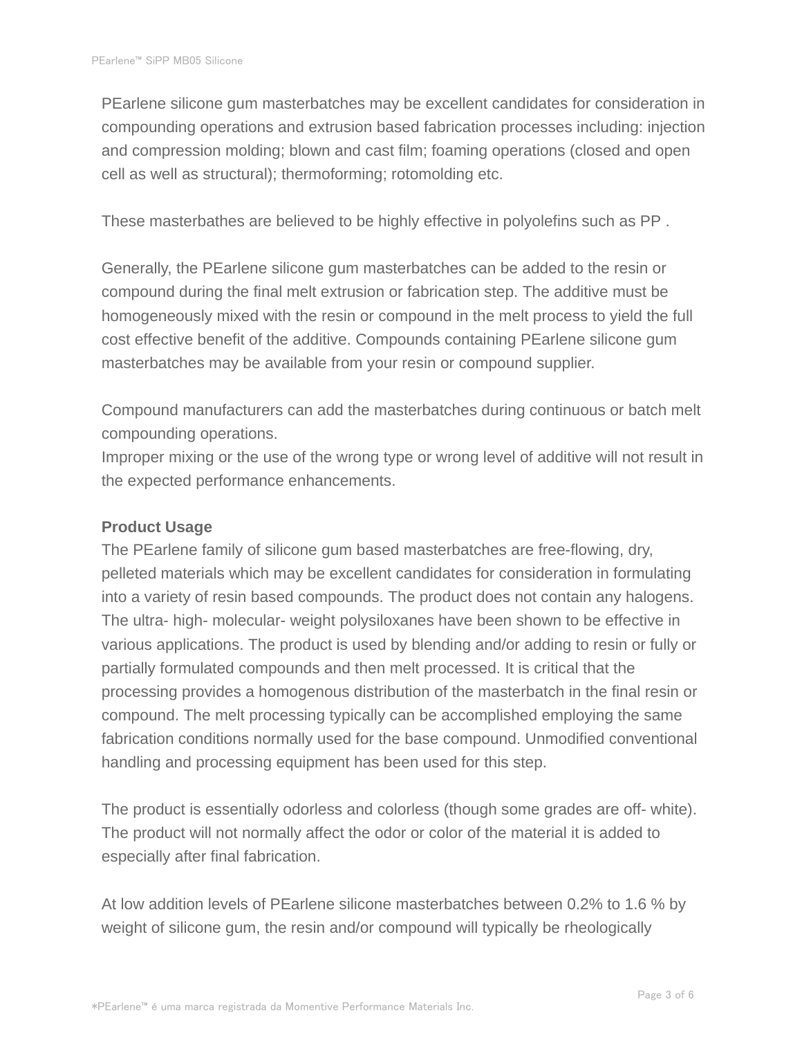PEarlene silicone gum masterbatches may be excellent candidates for consideration in compounding operations and extrusion based fabrication processes including: injection and compression molding; blown and cast film; foaming operations (closed and open cell as well as structural); thermoforming; rotomolding etc.

These masterbathes are believed to be highly effective in polyolefins such as PP .

Generally, the PEarlene silicone gum masterbatches can be added to the resin or compound during the final melt extrusion or fabrication step. The additive must be homogeneously mixed with the resin or compound in the melt process to yield the full cost effective benefit of the additive. Compounds containing PEarlene silicone gum masterbatches may be available from your resin or compound supplier.

Compound manufacturers can add the masterbatches during continuous or batch melt compounding operations.
Improper mixing or the use of the wrong type or wrong level of additive will not result in the expected performance enhancements.

**Product Usage**
The PEarlene family of silicone gum based masterbatches are free-flowing, dry, pelleted materials which may be excellent candidates for consideration in formulating into a variety of resin based compounds. The product does not contain any halogens. The ultra- high- molecular- weight polysiloxanes have been shown to be effective in various applications. The product is used by blending and/or adding to resin or fully or partially formulated compounds and then melt processed. It is critical that the processing provides a homogenous distribution of the masterbatch in the final resin or compound. The melt processing typically can be accomplished employing the same fabrication conditions normally used for the base compound. Unmodified conventional handling and processing equipment has been used for this step.

The product is essentially odorless and colorless (though some grades are off- white). The product will not normally affect the odor or color of the material it is added to especially after final fabrication.

At low addition levels of PEarlene silicone masterbatches between 0.2% to 1.6 % by weight of silicone gum, the resin and/or compound will typically be rheologically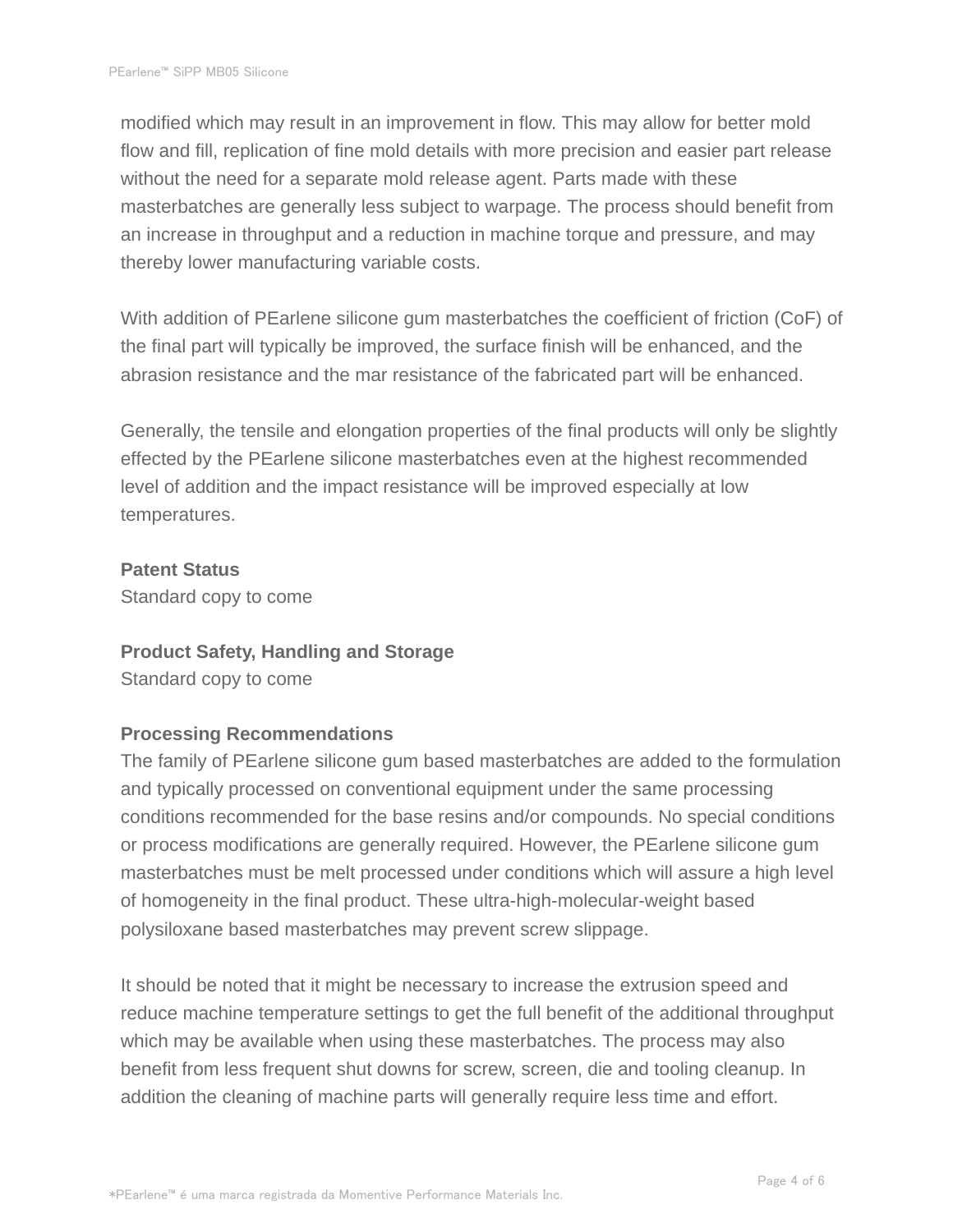modified which may result in an improvement in flow. This may allow for better mold flow and fill, replication of fine mold details with more precision and easier part release without the need for a separate mold release agent. Parts made with these masterbatches are generally less subject to warpage. The process should benefit from an increase in throughput and a reduction in machine torque and pressure, and may thereby lower manufacturing variable costs.

With addition of PEarlene silicone gum masterbatches the coefficient of friction (CoF) of the final part will typically be improved, the surface finish will be enhanced, and the abrasion resistance and the mar resistance of the fabricated part will be enhanced.

Generally, the tensile and elongation properties of the final products will only be slightly effected by the PEarlene silicone masterbatches even at the highest recommended level of addition and the impact resistance will be improved especially at low temperatures.

**Patent Status**

Standard copy to come

**Product Safety, Handling and Storage**

Standard copy to come

**Processing Recommendations**

The family of PEarlene silicone gum based masterbatches are added to the formulation and typically processed on conventional equipment under the same processing conditions recommended for the base resins and/or compounds. No special conditions or process modifications are generally required. However, the PEarlene silicone gum masterbatches must be melt processed under conditions which will assure a high level of homogeneity in the final product. These ultra-high-molecular-weight based polysiloxane based masterbatches may prevent screw slippage.

It should be noted that it might be necessary to increase the extrusion speed and reduce machine temperature settings to get the full benefit of the additional throughput which may be available when using these masterbatches. The process may also benefit from less frequent shut downs for screw, screen, die and tooling cleanup. In addition the cleaning of machine parts will generally require less time and effort.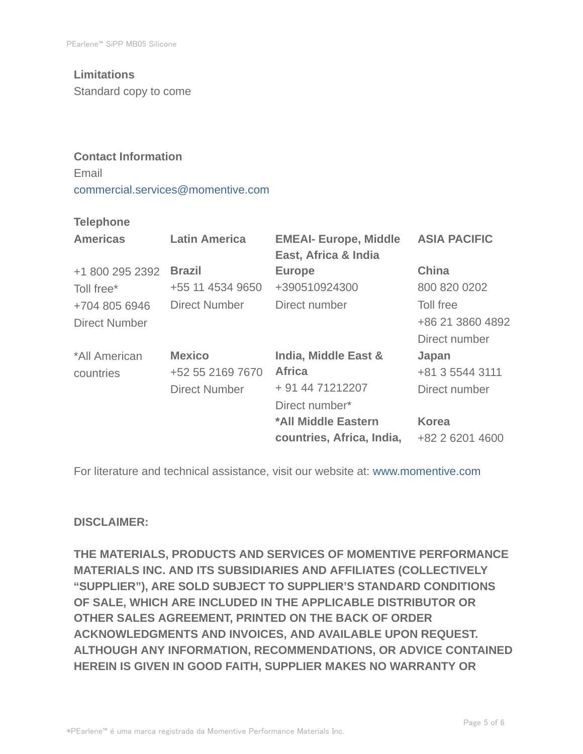### Limitations

Standard copy to come

### Contact Information

Email

commercial.services@momentive.com

#### Telephone

| Americas | Latin America | EMEAI- Europe, Middle East, Africa & India | ASIA PACIFIC |
|---|---|---|---|
| +1 800 295 2392<br>Toll free*<br>+704 805 6946<br>Direct Number | **Brazil**<br>+55 11 4534 9650<br>Direct Number | **Europe**<br>+390510924300<br>Direct number | **China**<br>800 820 0202<br>Toll free<br>+86 21 3860 4892<br>Direct number |
| *All American countries | **Mexico**<br>+52 55 2169 7670<br>Direct Number | **India, Middle East & Africa**<br>+ 91 44 71212207<br>Direct number* | **Japan**<br>+81 3 5544 3111<br>Direct number |
| | | ***All Middle Eastern countries, Africa, India,** | **Korea**<br>+82 2 6201 4600 |

For literature and technical assistance, visit our website at: www.momentive.com

**DISCLAIMER:**

**THE MATERIALS, PRODUCTS AND SERVICES OF MOMENTIVE PERFORMANCE MATERIALS INC. AND ITS SUBSIDIARIES AND AFFILIATES (COLLECTIVELY "SUPPLIER"), ARE SOLD SUBJECT TO SUPPLIER'S STANDARD CONDITIONS OF SALE, WHICH ARE INCLUDED IN THE APPLICABLE DISTRIBUTOR OR OTHER SALES AGREEMENT, PRINTED ON THE BACK OF ORDER ACKNOWLEDGMENTS AND INVOICES, AND AVAILABLE UPON REQUEST. ALTHOUGH ANY INFORMATION, RECOMMENDATIONS, OR ADVICE CONTAINED HEREIN IS GIVEN IN GOOD FAITH, SUPPLIER MAKES NO WARRANTY OR**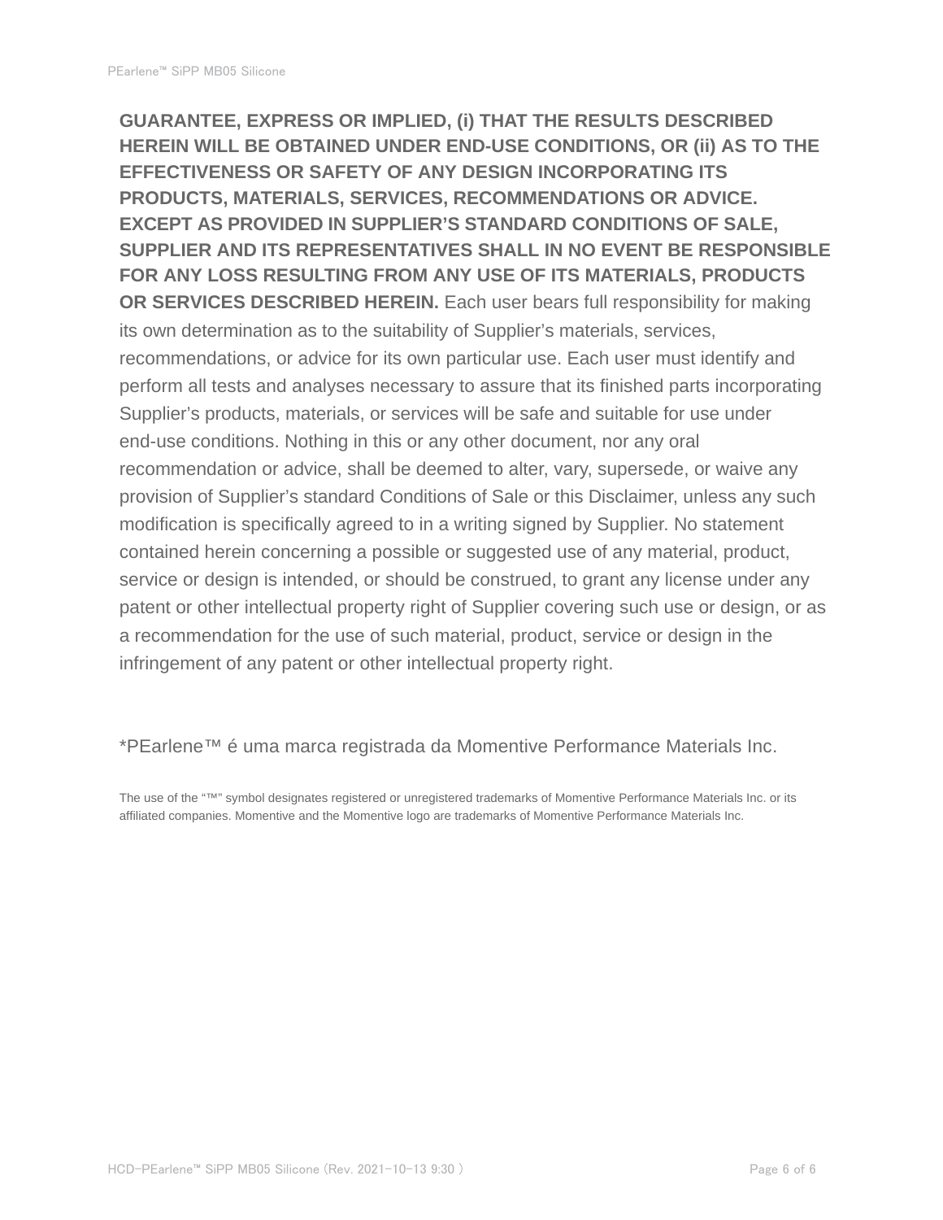**GUARANTEE, EXPRESS OR IMPLIED, (i) THAT THE RESULTS DESCRIBED HEREIN WILL BE OBTAINED UNDER END-USE CONDITIONS, OR (ii) AS TO THE EFFECTIVENESS OR SAFETY OF ANY DESIGN INCORPORATING ITS PRODUCTS, MATERIALS, SERVICES, RECOMMENDATIONS OR ADVICE. EXCEPT AS PROVIDED IN SUPPLIER'S STANDARD CONDITIONS OF SALE, SUPPLIER AND ITS REPRESENTATIVES SHALL IN NO EVENT BE RESPONSIBLE FOR ANY LOSS RESULTING FROM ANY USE OF ITS MATERIALS, PRODUCTS OR SERVICES DESCRIBED HEREIN.** Each user bears full responsibility for making its own determination as to the suitability of Supplier's materials, services, recommendations, or advice for its own particular use. Each user must identify and perform all tests and analyses necessary to assure that its finished parts incorporating Supplier's products, materials, or services will be safe and suitable for use under end-use conditions. Nothing in this or any other document, nor any oral recommendation or advice, shall be deemed to alter, vary, supersede, or waive any provision of Supplier's standard Conditions of Sale or this Disclaimer, unless any such modification is specifically agreed to in a writing signed by Supplier. No statement contained herein concerning a possible or suggested use of any material, product, service or design is intended, or should be construed, to grant any license under any patent or other intellectual property right of Supplier covering such use or design, or as a recommendation for the use of such material, product, service or design in the infringement of any patent or other intellectual property right.

*PEarlene™ é uma marca registrada da Momentive Performance Materials Inc.

The use of the "™" symbol designates registered or unregistered trademarks of Momentive Performance Materials Inc. or its affiliated companies. Momentive and the Momentive logo are trademarks of Momentive Performance Materials Inc.